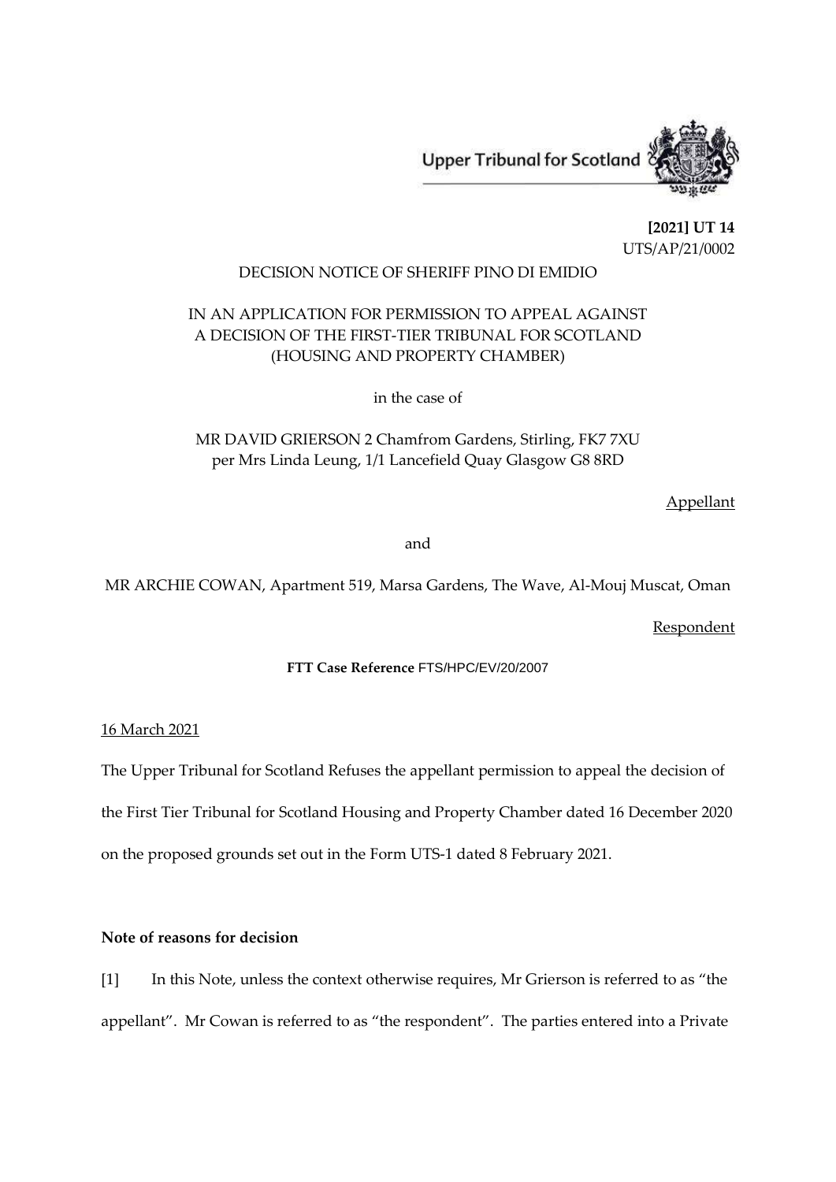Upper Tribunal for Scotland

**[2021] UT 14**
UTS/AP/21/0002

DECISION NOTICE OF SHERIFF PINO DI EMIDIO

IN AN APPLICATION FOR PERMISSION TO APPEAL AGAINST A DECISION OF THE FIRST-TIER TRIBUNAL FOR SCOTLAND (HOUSING AND PROPERTY CHAMBER)

in the case of

MR DAVID GRIERSON 2 Chamfrom Gardens, Stirling, FK7 7XU per Mrs Linda Leung, 1/1 Lancefield Quay Glasgow G8 8RD

Appellant

and

MR ARCHIE COWAN, Apartment 519, Marsa Gardens, The Wave, Al-Mouj Muscat, Oman

Respondent

**FTT Case Reference** FTS/HPC/EV/20/2007

16 March 2021

The Upper Tribunal for Scotland Refuses the appellant permission to appeal the decision of the First Tier Tribunal for Scotland Housing and Property Chamber dated 16 December 2020 on the proposed grounds set out in the Form UTS-1 dated 8 February 2021.

**Note of reasons for decision**

[1] In this Note, unless the context otherwise requires, Mr Grierson is referred to as "the appellant". Mr Cowan is referred to as "the respondent". The parties entered into a Private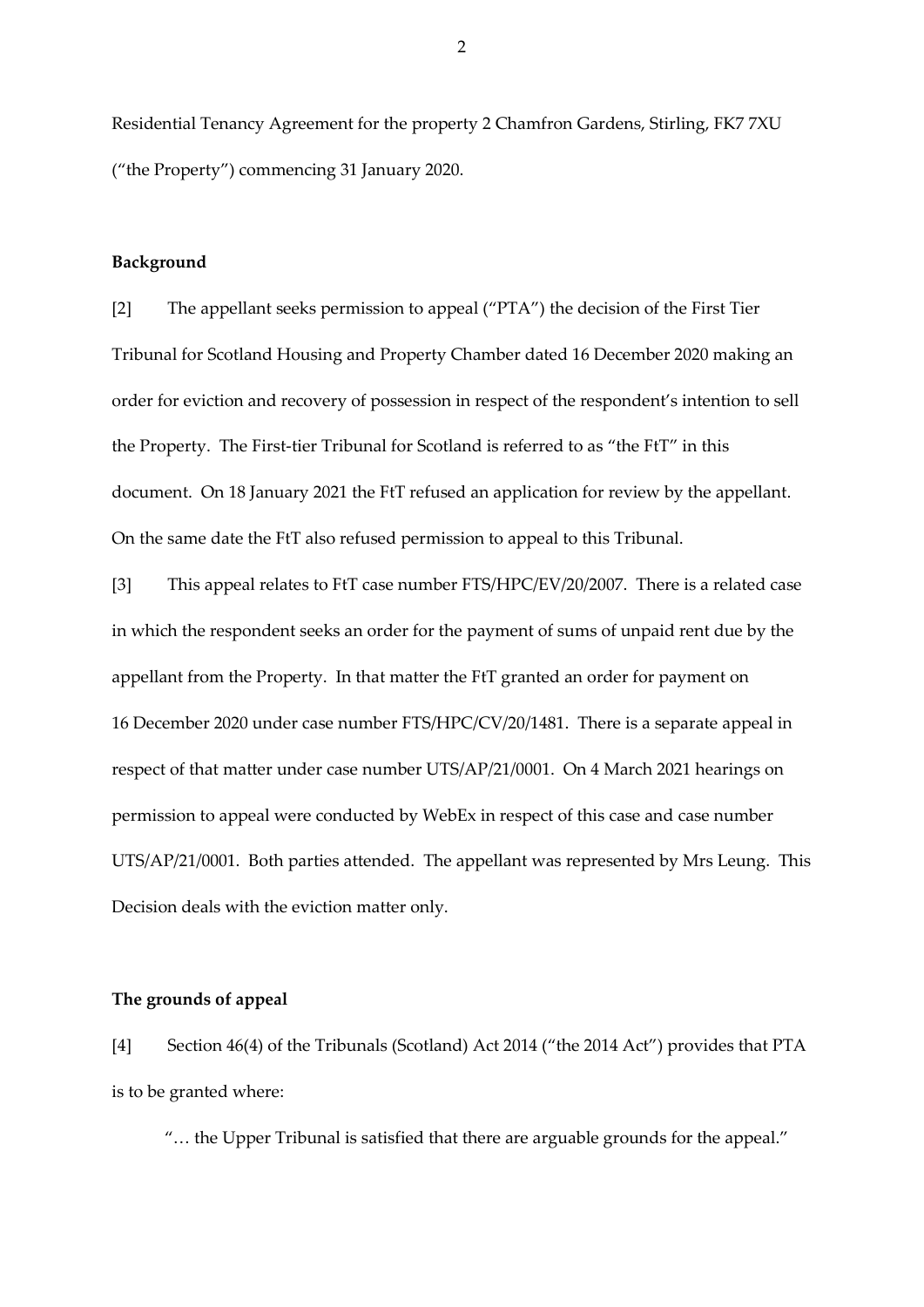Residential Tenancy Agreement for the property 2 Chamfron Gardens, Stirling, FK7 7XU ("the Property") commencing 31 January 2020.

**Background**

[2] The appellant seeks permission to appeal ("PTA") the decision of the First Tier Tribunal for Scotland Housing and Property Chamber dated 16 December 2020 making an order for eviction and recovery of possession in respect of the respondent's intention to sell the Property. The First-tier Tribunal for Scotland is referred to as "the FtT" in this document. On 18 January 2021 the FtT refused an application for review by the appellant. On the same date the FtT also refused permission to appeal to this Tribunal.

[3] This appeal relates to FtT case number FTS/HPC/EV/20/2007. There is a related case in which the respondent seeks an order for the payment of sums of unpaid rent due by the appellant from the Property. In that matter the FtT granted an order for payment on 16 December 2020 under case number FTS/HPC/CV/20/1481. There is a separate appeal in respect of that matter under case number UTS/AP/21/0001. On 4 March 2021 hearings on permission to appeal were conducted by WebEx in respect of this case and case number UTS/AP/21/0001. Both parties attended. The appellant was represented by Mrs Leung. This Decision deals with the eviction matter only.

**The grounds of appeal**

[4] Section 46(4) of the Tribunals (Scotland) Act 2014 ("the 2014 Act") provides that PTA is to be granted where:

> "… the Upper Tribunal is satisfied that there are arguable grounds for the appeal."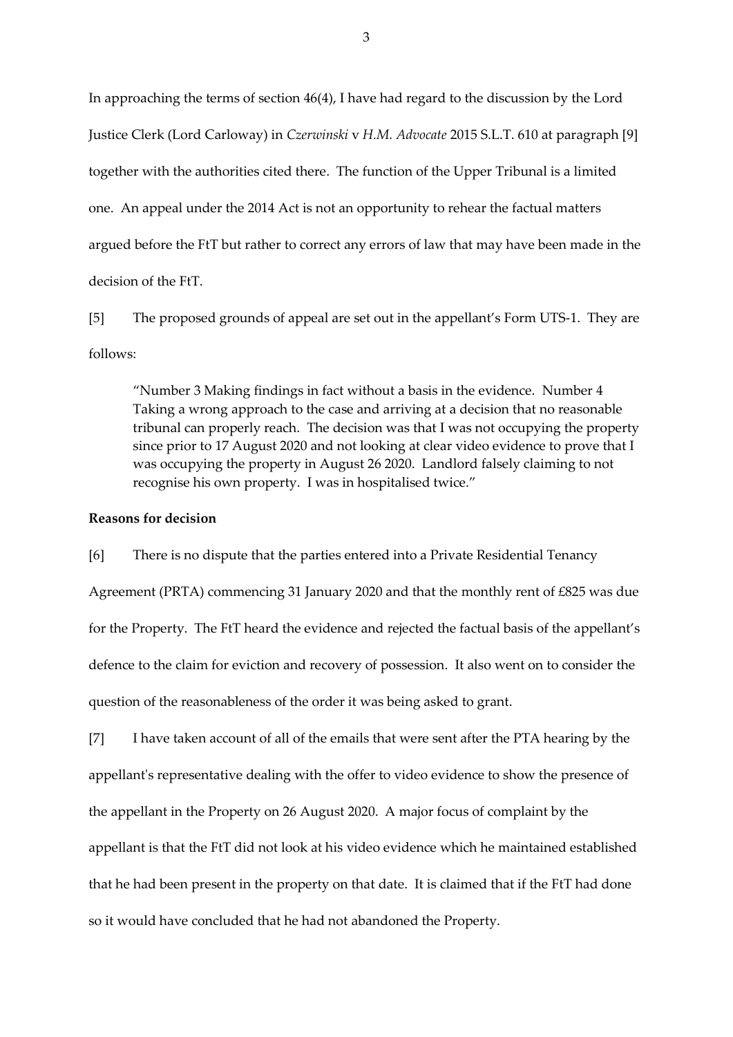In approaching the terms of section 46(4), I have had regard to the discussion by the Lord Justice Clerk (Lord Carloway) in *Czerwinski* v *H.M. Advocate* 2015 S.L.T. 610 at paragraph [9] together with the authorities cited there. The function of the Upper Tribunal is a limited one. An appeal under the 2014 Act is not an opportunity to rehear the factual matters argued before the FtT but rather to correct any errors of law that may have been made in the decision of the FtT.

[5] The proposed grounds of appeal are set out in the appellant's Form UTS-1. They are follows:

> "Number 3 Making findings in fact without a basis in the evidence. Number 4 Taking a wrong approach to the case and arriving at a decision that no reasonable tribunal can properly reach. The decision was that I was not occupying the property since prior to 17 August 2020 and not looking at clear video evidence to prove that I was occupying the property in August 26 2020. Landlord falsely claiming to not recognise his own property. I was in hospitalised twice."

**Reasons for decision**

[6] There is no dispute that the parties entered into a Private Residential Tenancy Agreement (PRTA) commencing 31 January 2020 and that the monthly rent of £825 was due for the Property. The FtT heard the evidence and rejected the factual basis of the appellant's defence to the claim for eviction and recovery of possession. It also went on to consider the question of the reasonableness of the order it was being asked to grant.

[7] I have taken account of all of the emails that were sent after the PTA hearing by the appellant's representative dealing with the offer to video evidence to show the presence of the appellant in the Property on 26 August 2020. A major focus of complaint by the appellant is that the FtT did not look at his video evidence which he maintained established that he had been present in the property on that date. It is claimed that if the FtT had done so it would have concluded that he had not abandoned the Property.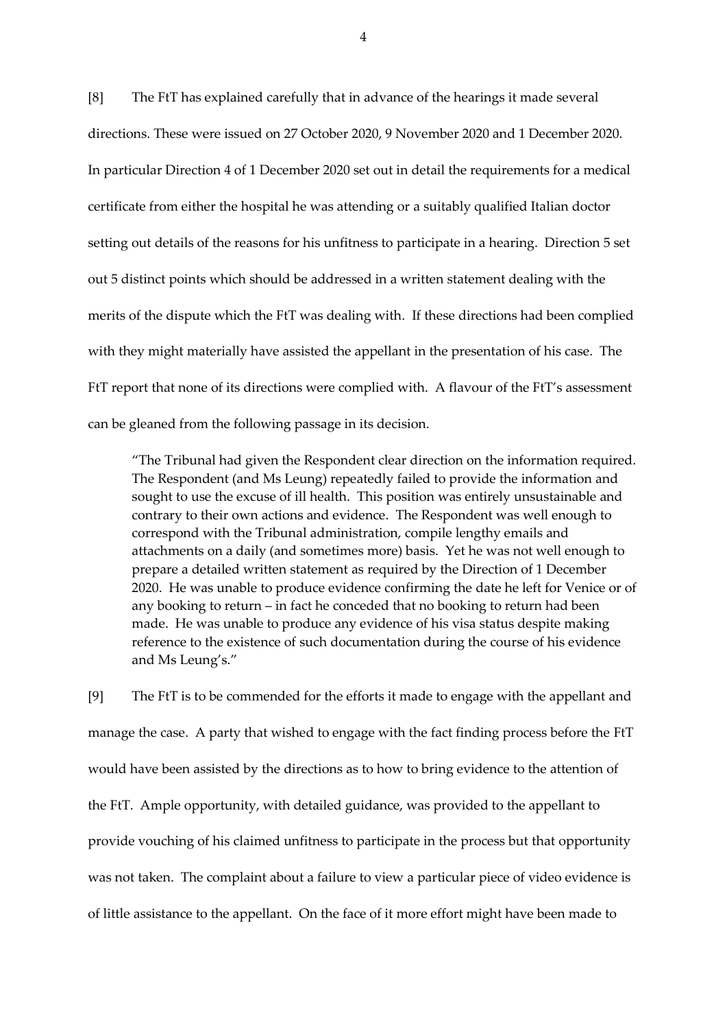[8] The FtT has explained carefully that in advance of the hearings it made several directions. These were issued on 27 October 2020, 9 November 2020 and 1 December 2020. In particular Direction 4 of 1 December 2020 set out in detail the requirements for a medical certificate from either the hospital he was attending or a suitably qualified Italian doctor setting out details of the reasons for his unfitness to participate in a hearing. Direction 5 set out 5 distinct points which should be addressed in a written statement dealing with the merits of the dispute which the FtT was dealing with. If these directions had been complied with they might materially have assisted the appellant in the presentation of his case. The FtT report that none of its directions were complied with. A flavour of the FtT's assessment can be gleaned from the following passage in its decision.

> "The Tribunal had given the Respondent clear direction on the information required. The Respondent (and Ms Leung) repeatedly failed to provide the information and sought to use the excuse of ill health. This position was entirely unsustainable and contrary to their own actions and evidence. The Respondent was well enough to correspond with the Tribunal administration, compile lengthy emails and attachments on a daily (and sometimes more) basis. Yet he was not well enough to prepare a detailed written statement as required by the Direction of 1 December 2020. He was unable to produce evidence confirming the date he left for Venice or of any booking to return – in fact he conceded that no booking to return had been made. He was unable to produce any evidence of his visa status despite making reference to the existence of such documentation during the course of his evidence and Ms Leung's."

[9] The FtT is to be commended for the efforts it made to engage with the appellant and manage the case. A party that wished to engage with the fact finding process before the FtT would have been assisted by the directions as to how to bring evidence to the attention of the FtT. Ample opportunity, with detailed guidance, was provided to the appellant to provide vouching of his claimed unfitness to participate in the process but that opportunity was not taken. The complaint about a failure to view a particular piece of video evidence is of little assistance to the appellant. On the face of it more effort might have been made to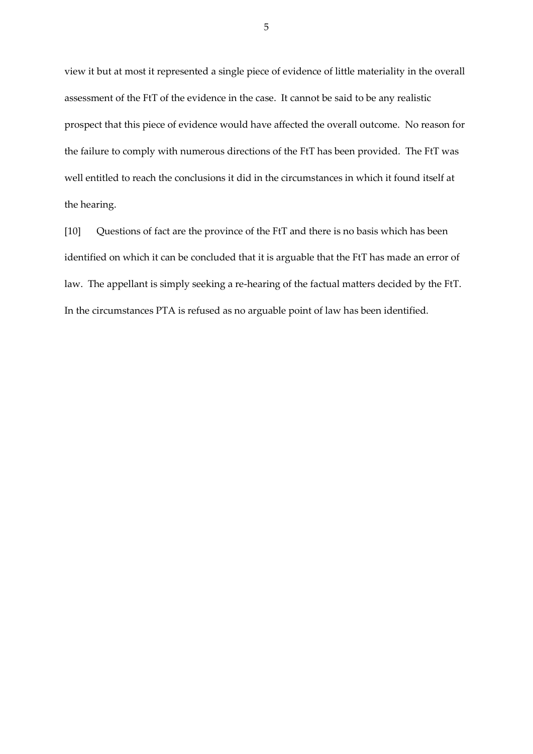view it but at most it represented a single piece of evidence of little materiality in the overall assessment of the FtT of the evidence in the case. It cannot be said to be any realistic prospect that this piece of evidence would have affected the overall outcome. No reason for the failure to comply with numerous directions of the FtT has been provided. The FtT was well entitled to reach the conclusions it did in the circumstances in which it found itself at the hearing.

[10] Questions of fact are the province of the FtT and there is no basis which has been identified on which it can be concluded that it is arguable that the FtT has made an error of law. The appellant is simply seeking a re-hearing of the factual matters decided by the FtT. In the circumstances PTA is refused as no arguable point of law has been identified.